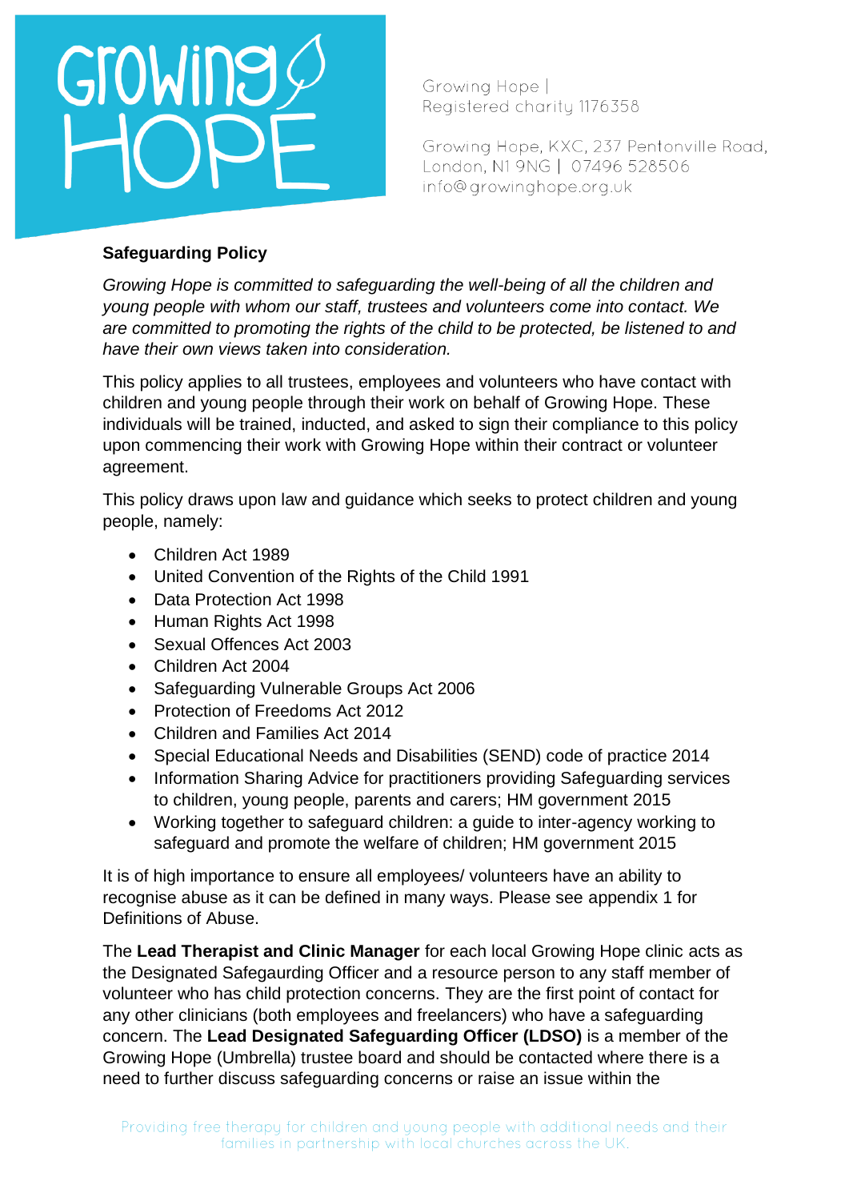Growing Hope | Registered charity 1176358

Growing Hope, KXC, 237 Pentonville Road, London, N1 9NG | 07496 528506
info@growinghope.org.uk

**Safeguarding Policy**

*Growing Hope is committed to safeguarding the well-being of all the children and young people with whom our staff, trustees and volunteers come into contact. We are committed to promoting the rights of the child to be protected, be listened to and have their own views taken into consideration.*

This policy applies to all trustees, employees and volunteers who have contact with children and young people through their work on behalf of Growing Hope. These individuals will be trained, inducted, and asked to sign their compliance to this policy upon commencing their work with Growing Hope within their contract or volunteer agreement.

This policy draws upon law and guidance which seeks to protect children and young people, namely:

- Children Act 1989
- United Convention of the Rights of the Child 1991
- Data Protection Act 1998
- Human Rights Act 1998
- Sexual Offences Act 2003
- Children Act 2004
- Safeguarding Vulnerable Groups Act 2006
- Protection of Freedoms Act 2012
- Children and Families Act 2014
- Special Educational Needs and Disabilities (SEND) code of practice 2014
- Information Sharing Advice for practitioners providing Safeguarding services to children, young people, parents and carers; HM government 2015
- Working together to safeguard children: a guide to inter-agency working to safeguard and promote the welfare of children; HM government 2015

It is of high importance to ensure all employees/ volunteers have an ability to recognise abuse as it can be defined in many ways. Please see appendix 1 for Definitions of Abuse.

The **Lead Therapist and Clinic Manager** for each local Growing Hope clinic acts as the Designated Safegaurding Officer and a resource person to any staff member of volunteer who has child protection concerns. They are the first point of contact for any other clinicians (both employees and freelancers) who have a safeguarding concern. The **Lead Designated Safeguarding Officer (LDSO)** is a member of the Growing Hope (Umbrella) trustee board and should be contacted where there is a need to further discuss safeguarding concerns or raise an issue within the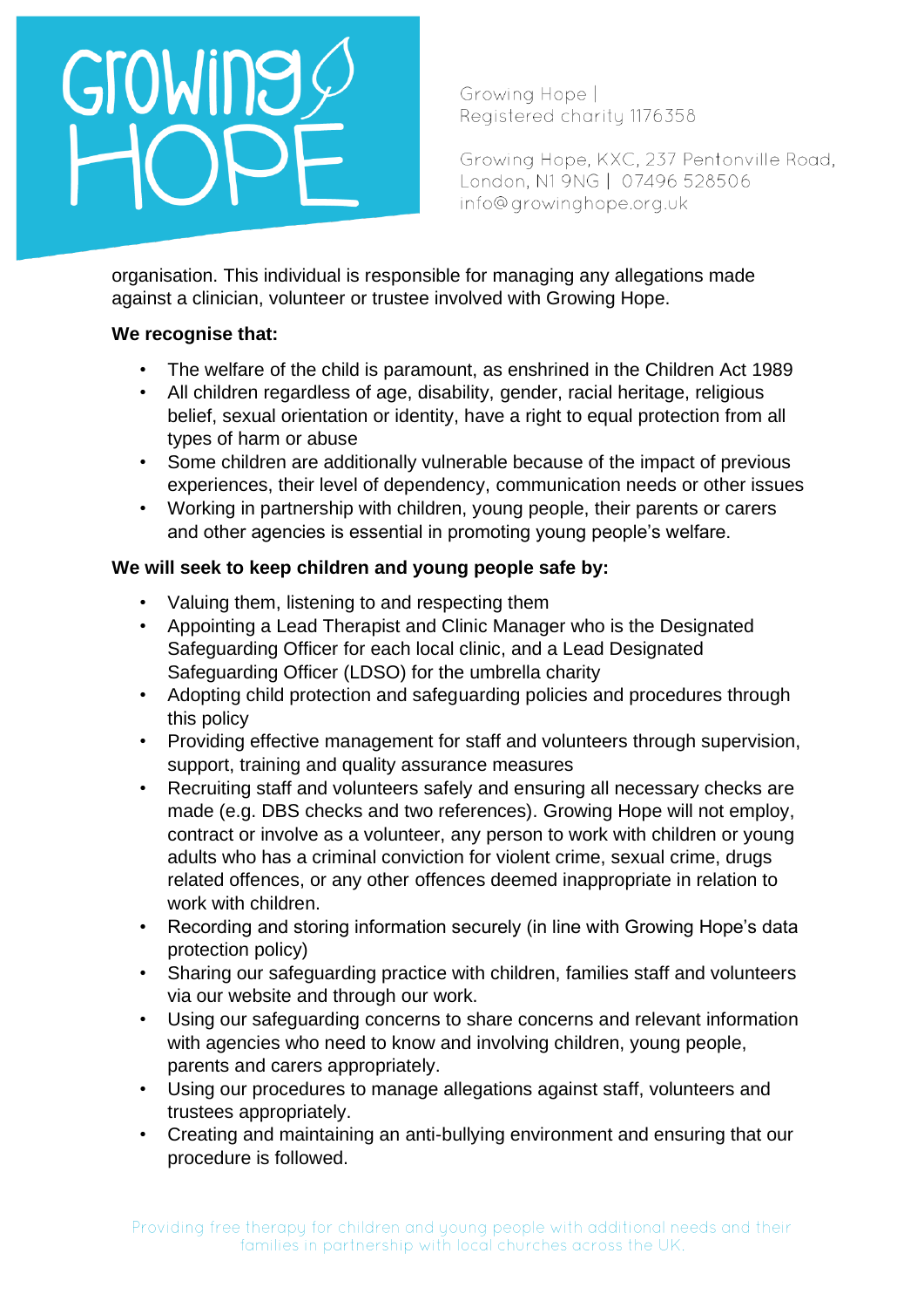organisation. This individual is responsible for managing any allegations made against a clinician, volunteer or trustee involved with Growing Hope.

**We recognise that:**

- The welfare of the child is paramount, as enshrined in the Children Act 1989
- All children regardless of age, disability, gender, racial heritage, religious belief, sexual orientation or identity, have a right to equal protection from all types of harm or abuse
- Some children are additionally vulnerable because of the impact of previous experiences, their level of dependency, communication needs or other issues
- Working in partnership with children, young people, their parents or carers and other agencies is essential in promoting young people's welfare.

**We will seek to keep children and young people safe by:**

- Valuing them, listening to and respecting them
- Appointing a Lead Therapist and Clinic Manager who is the Designated Safeguarding Officer for each local clinic, and a Lead Designated Safeguarding Officer (LDSO) for the umbrella charity
- Adopting child protection and safeguarding policies and procedures through this policy
- Providing effective management for staff and volunteers through supervision, support, training and quality assurance measures
- Recruiting staff and volunteers safely and ensuring all necessary checks are made (e.g. DBS checks and two references). Growing Hope will not employ, contract or involve as a volunteer, any person to work with children or young adults who has a criminal conviction for violent crime, sexual crime, drugs related offences, or any other offences deemed inappropriate in relation to work with children.
- Recording and storing information securely (in line with Growing Hope's data protection policy)
- Sharing our safeguarding practice with children, families staff and volunteers via our website and through our work.
- Using our safeguarding concerns to share concerns and relevant information with agencies who need to know and involving children, young people, parents and carers appropriately.
- Using our procedures to manage allegations against staff, volunteers and trustees appropriately.
- Creating and maintaining an anti-bullying environment and ensuring that our procedure is followed.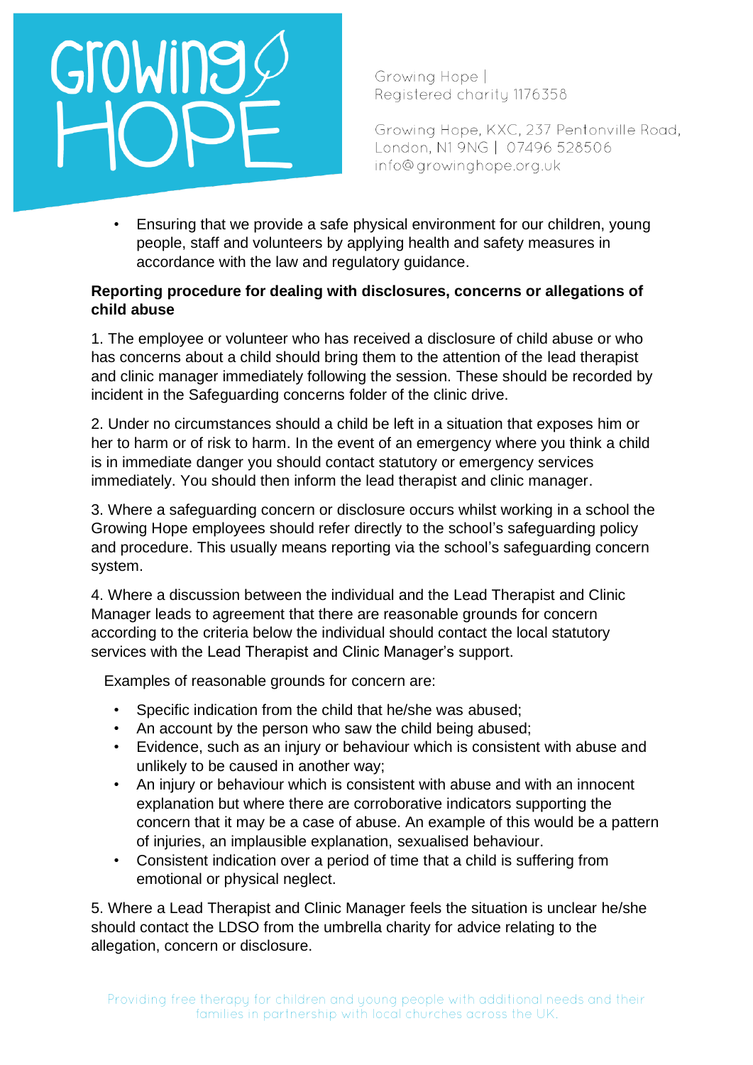- Ensuring that we provide a safe physical environment for our children, young people, staff and volunteers by applying health and safety measures in accordance with the law and regulatory guidance.

**Reporting procedure for dealing with disclosures, concerns or allegations of child abuse**

1. The employee or volunteer who has received a disclosure of child abuse or who has concerns about a child should bring them to the attention of the lead therapist and clinic manager immediately following the session. These should be recorded by incident in the Safeguarding concerns folder of the clinic drive.

2. Under no circumstances should a child be left in a situation that exposes him or her to harm or of risk to harm. In the event of an emergency where you think a child is in immediate danger you should contact statutory or emergency services immediately. You should then inform the lead therapist and clinic manager.

3. Where a safeguarding concern or disclosure occurs whilst working in a school the Growing Hope employees should refer directly to the school's safeguarding policy and procedure. This usually means reporting via the school's safeguarding concern system.

4. Where a discussion between the individual and the Lead Therapist and Clinic Manager leads to agreement that there are reasonable grounds for concern according to the criteria below the individual should contact the local statutory services with the Lead Therapist and Clinic Manager's support.

Examples of reasonable grounds for concern are:

- Specific indication from the child that he/she was abused;
- An account by the person who saw the child being abused;
- Evidence, such as an injury or behaviour which is consistent with abuse and unlikely to be caused in another way;
- An injury or behaviour which is consistent with abuse and with an innocent explanation but where there are corroborative indicators supporting the concern that it may be a case of abuse. An example of this would be a pattern of injuries, an implausible explanation, sexualised behaviour.
- Consistent indication over a period of time that a child is suffering from emotional or physical neglect.

5. Where a Lead Therapist and Clinic Manager feels the situation is unclear he/she should contact the LDSO from the umbrella charity for advice relating to the allegation, concern or disclosure.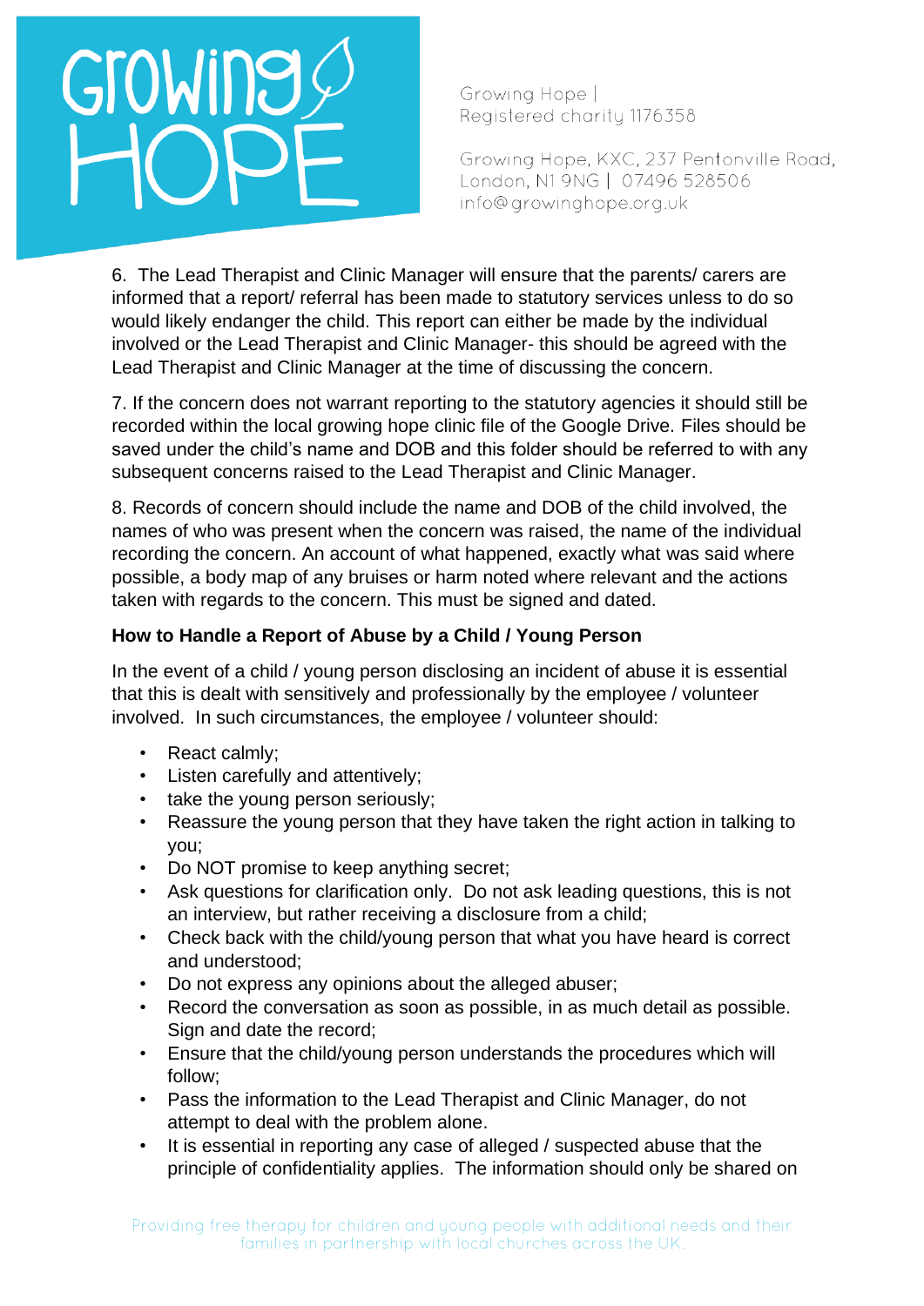6. The Lead Therapist and Clinic Manager will ensure that the parents/ carers are informed that a report/ referral has been made to statutory services unless to do so would likely endanger the child. This report can either be made by the individual involved or the Lead Therapist and Clinic Manager- this should be agreed with the Lead Therapist and Clinic Manager at the time of discussing the concern.

7. If the concern does not warrant reporting to the statutory agencies it should still be recorded within the local growing hope clinic file of the Google Drive. Files should be saved under the child's name and DOB and this folder should be referred to with any subsequent concerns raised to the Lead Therapist and Clinic Manager.

8. Records of concern should include the name and DOB of the child involved, the names of who was present when the concern was raised, the name of the individual recording the concern. An account of what happened, exactly what was said where possible, a body map of any bruises or harm noted where relevant and the actions taken with regards to the concern. This must be signed and dated.

**How to Handle a Report of Abuse by a Child / Young Person**

In the event of a child / young person disclosing an incident of abuse it is essential that this is dealt with sensitively and professionally by the employee / volunteer involved. In such circumstances, the employee / volunteer should:

- React calmly;
- Listen carefully and attentively;
- take the young person seriously;
- Reassure the young person that they have taken the right action in talking to you;
- Do NOT promise to keep anything secret;
- Ask questions for clarification only. Do not ask leading questions, this is not an interview, but rather receiving a disclosure from a child;
- Check back with the child/young person that what you have heard is correct and understood;
- Do not express any opinions about the alleged abuser;
- Record the conversation as soon as possible, in as much detail as possible. Sign and date the record;
- Ensure that the child/young person understands the procedures which will follow;
- Pass the information to the Lead Therapist and Clinic Manager, do not attempt to deal with the problem alone.
- It is essential in reporting any case of alleged / suspected abuse that the principle of confidentiality applies. The information should only be shared on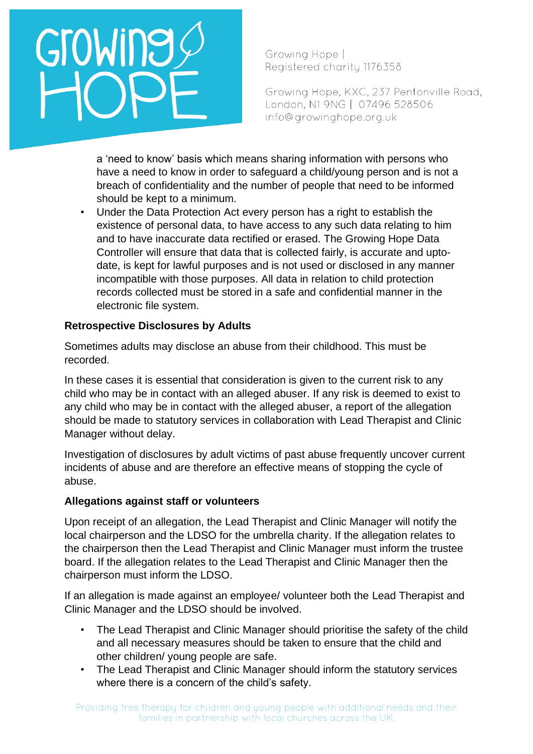a 'need to know' basis which means sharing information with persons who have a need to know in order to safeguard a child/young person and is not a breach of confidentiality and the number of people that need to be informed should be kept to a minimum.

- Under the Data Protection Act every person has a right to establish the existence of personal data, to have access to any such data relating to him and to have inaccurate data rectified or erased. The Growing Hope Data Controller will ensure that data that is collected fairly, is accurate and upto-date, is kept for lawful purposes and is not used or disclosed in any manner incompatible with those purposes. All data in relation to child protection records collected must be stored in a safe and confidential manner in the electronic file system.

**Retrospective Disclosures by Adults**

Sometimes adults may disclose an abuse from their childhood. This must be recorded.

In these cases it is essential that consideration is given to the current risk to any child who may be in contact with an alleged abuser. If any risk is deemed to exist to any child who may be in contact with the alleged abuser, a report of the allegation should be made to statutory services in collaboration with Lead Therapist and Clinic Manager without delay.

Investigation of disclosures by adult victims of past abuse frequently uncover current incidents of abuse and are therefore an effective means of stopping the cycle of abuse.

**Allegations against staff or volunteers**

Upon receipt of an allegation, the Lead Therapist and Clinic Manager will notify the local chairperson and the LDSO for the umbrella charity. If the allegation relates to the chairperson then the Lead Therapist and Clinic Manager must inform the trustee board. If the allegation relates to the Lead Therapist and Clinic Manager then the chairperson must inform the LDSO.

If an allegation is made against an employee/ volunteer both the Lead Therapist and Clinic Manager and the LDSO should be involved.

- The Lead Therapist and Clinic Manager should prioritise the safety of the child and all necessary measures should be taken to ensure that the child and other children/ young people are safe.
- The Lead Therapist and Clinic Manager should inform the statutory services where there is a concern of the child's safety.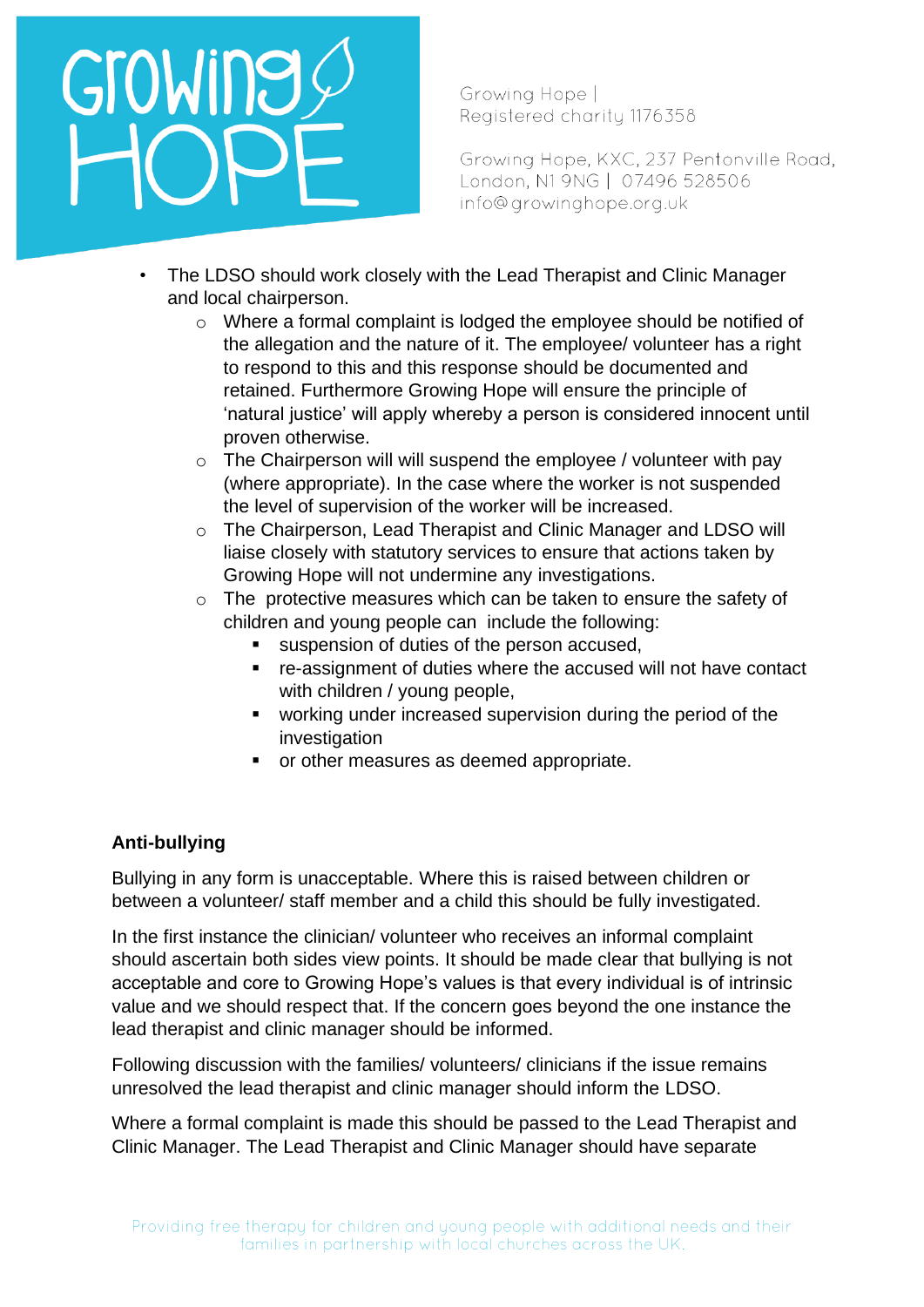- The LDSO should work closely with the Lead Therapist and Clinic Manager and local chairperson.
    - Where a formal complaint is lodged the employee should be notified of the allegation and the nature of it. The employee/ volunteer has a right to respond to this and this response should be documented and retained. Furthermore Growing Hope will ensure the principle of 'natural justice' will apply whereby a person is considered innocent until proven otherwise.
    - The Chairperson will will suspend the employee / volunteer with pay (where appropriate). In the case where the worker is not suspended the level of supervision of the worker will be increased.
    - The Chairperson, Lead Therapist and Clinic Manager and LDSO will liaise closely with statutory services to ensure that actions taken by Growing Hope will not undermine any investigations.
    - The protective measures which can be taken to ensure the safety of children and young people can include the following:
        - suspension of duties of the person accused,
        - re-assignment of duties where the accused will not have contact with children / young people,
        - working under increased supervision during the period of the investigation
        - or other measures as deemed appropriate.

**Anti-bullying**

Bullying in any form is unacceptable. Where this is raised between children or between a volunteer/ staff member and a child this should be fully investigated.

In the first instance the clinician/ volunteer who receives an informal complaint should ascertain both sides view points. It should be made clear that bullying is not acceptable and core to Growing Hope's values is that every individual is of intrinsic value and we should respect that. If the concern goes beyond the one instance the lead therapist and clinic manager should be informed.

Following discussion with the families/ volunteers/ clinicians if the issue remains unresolved the lead therapist and clinic manager should inform the LDSO.

Where a formal complaint is made this should be passed to the Lead Therapist and Clinic Manager. The Lead Therapist and Clinic Manager should have separate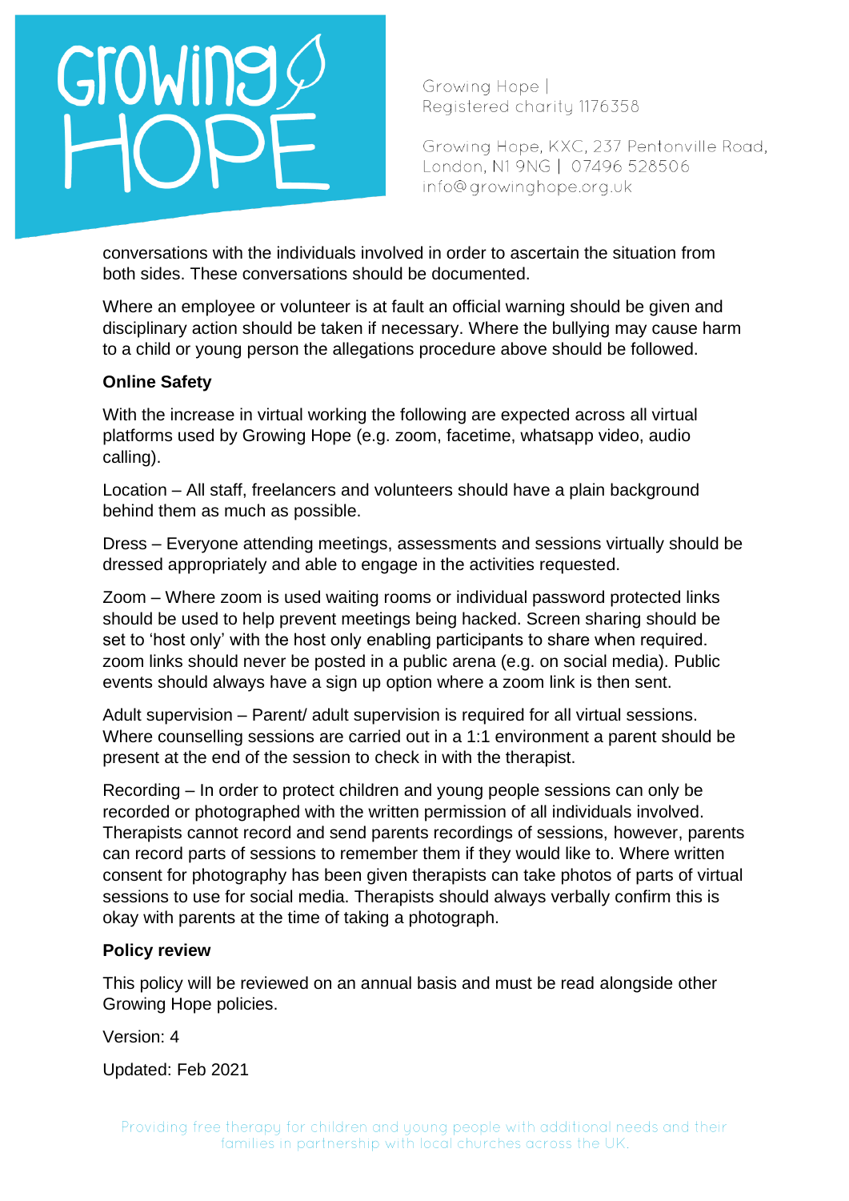conversations with the individuals involved in order to ascertain the situation from both sides. These conversations should be documented.

Where an employee or volunteer is at fault an official warning should be given and disciplinary action should be taken if necessary. Where the bullying may cause harm to a child or young person the allegations procedure above should be followed.

**Online Safety**

With the increase in virtual working the following are expected across all virtual platforms used by Growing Hope (e.g. zoom, facetime, whatsapp video, audio calling).

Location – All staff, freelancers and volunteers should have a plain background behind them as much as possible.

Dress – Everyone attending meetings, assessments and sessions virtually should be dressed appropriately and able to engage in the activities requested.

Zoom – Where zoom is used waiting rooms or individual password protected links should be used to help prevent meetings being hacked. Screen sharing should be set to 'host only' with the host only enabling participants to share when required. zoom links should never be posted in a public arena (e.g. on social media). Public events should always have a sign up option where a zoom link is then sent.

Adult supervision – Parent/ adult supervision is required for all virtual sessions. Where counselling sessions are carried out in a 1:1 environment a parent should be present at the end of the session to check in with the therapist.

Recording – In order to protect children and young people sessions can only be recorded or photographed with the written permission of all individuals involved. Therapists cannot record and send parents recordings of sessions, however, parents can record parts of sessions to remember them if they would like to. Where written consent for photography has been given therapists can take photos of parts of virtual sessions to use for social media. Therapists should always verbally confirm this is okay with parents at the time of taking a photograph.

**Policy review**

This policy will be reviewed on an annual basis and must be read alongside other Growing Hope policies.

Version: 4

Updated: Feb 2021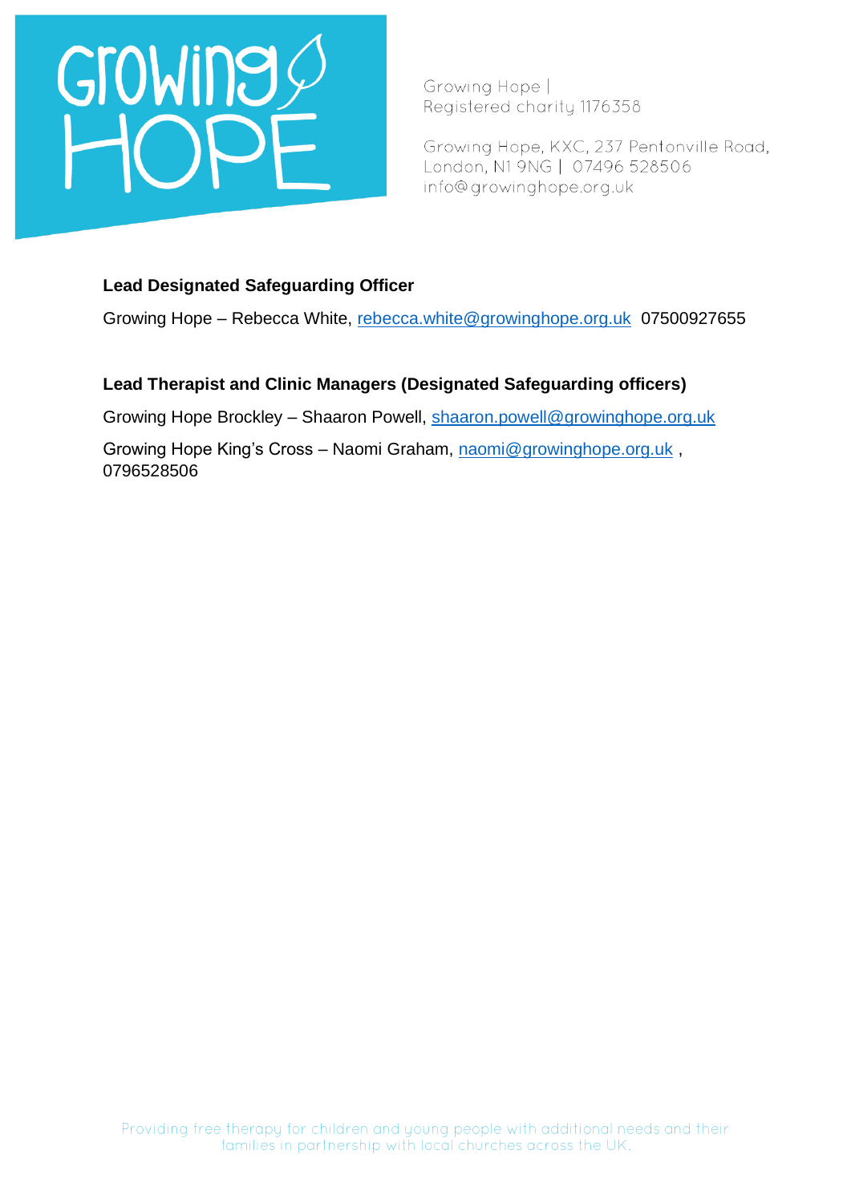**Lead Designated Safeguarding Officer**

Growing Hope – Rebecca White, rebecca.white@growinghope.org.uk 07500927655

**Lead Therapist and Clinic Managers (Designated Safeguarding officers)**

Growing Hope Brockley – Shaaron Powell, shaaron.powell@growinghope.org.uk

Growing Hope King's Cross – Naomi Graham, naomi@growinghope.org.uk , 0796528506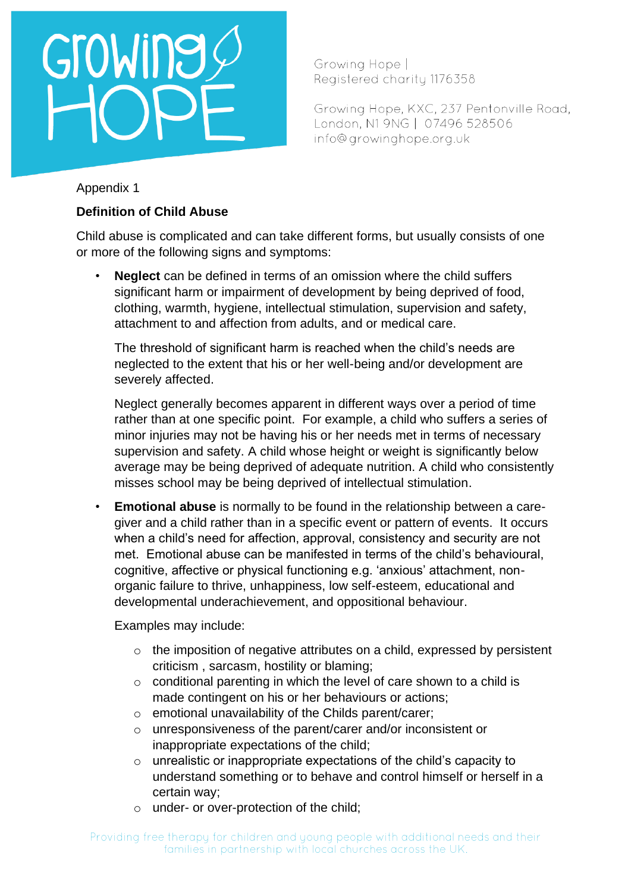Appendix 1

**Definition of Child Abuse**

Child abuse is complicated and can take different forms, but usually consists of one or more of the following signs and symptoms:

- **Neglect** can be defined in terms of an omission where the child suffers significant harm or impairment of development by being deprived of food, clothing, warmth, hygiene, intellectual stimulation, supervision and safety, attachment to and affection from adults, and or medical care.

  The threshold of significant harm is reached when the child's needs are neglected to the extent that his or her well-being and/or development are severely affected.

  Neglect generally becomes apparent in different ways over a period of time rather than at one specific point. For example, a child who suffers a series of minor injuries may not be having his or her needs met in terms of necessary supervision and safety. A child whose height or weight is significantly below average may be being deprived of adequate nutrition. A child who consistently misses school may be being deprived of intellectual stimulation.

- **Emotional abuse** is normally to be found in the relationship between a care-giver and a child rather than in a specific event or pattern of events. It occurs when a child's need for affection, approval, consistency and security are not met. Emotional abuse can be manifested in terms of the child's behavioural, cognitive, affective or physical functioning e.g. 'anxious' attachment, non-organic failure to thrive, unhappiness, low self-esteem, educational and developmental underachievement, and oppositional behaviour.

  Examples may include:

  - the imposition of negative attributes on a child, expressed by persistent criticism , sarcasm, hostility or blaming;
  - conditional parenting in which the level of care shown to a child is made contingent on his or her behaviours or actions;
  - emotional unavailability of the Childs parent/carer;
  - unresponsiveness of the parent/carer and/or inconsistent or inappropriate expectations of the child;
  - unrealistic or inappropriate expectations of the child's capacity to understand something or to behave and control himself or herself in a certain way;
  - under- or over-protection of the child;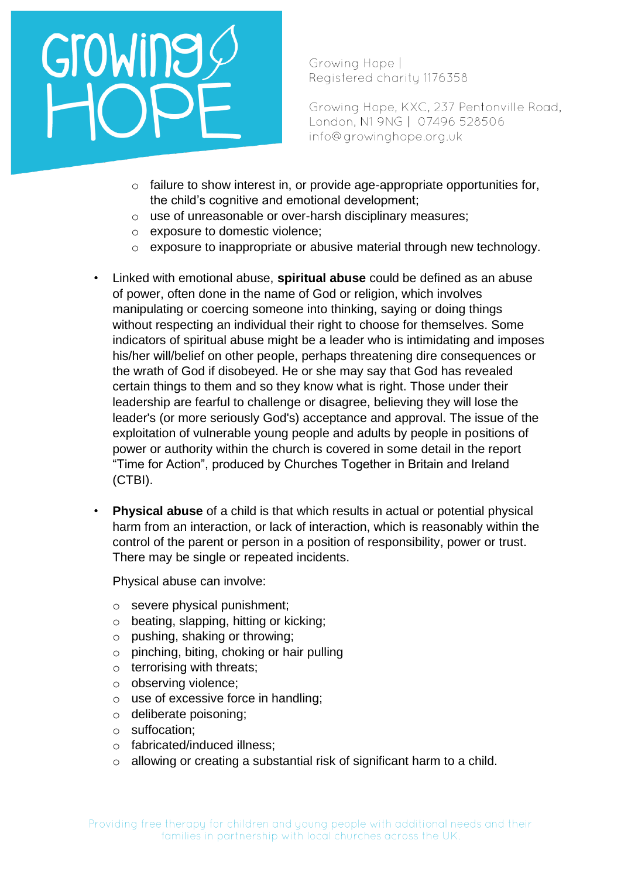- failure to show interest in, or provide age-appropriate opportunities for, the child's cognitive and emotional development;
  - use of unreasonable or over-harsh disciplinary measures;
  - exposure to domestic violence;
  - exposure to inappropriate or abusive material through new technology.

- Linked with emotional abuse, **spiritual abuse** could be defined as an abuse of power, often done in the name of God or religion, which involves manipulating or coercing someone into thinking, saying or doing things without respecting an individual their right to choose for themselves. Some indicators of spiritual abuse might be a leader who is intimidating and imposes his/her will/belief on other people, perhaps threatening dire consequences or the wrath of God if disobeyed. He or she may say that God has revealed certain things to them and so they know what is right. Those under their leadership are fearful to challenge or disagree, believing they will lose the leader's (or more seriously God's) acceptance and approval. The issue of the exploitation of vulnerable young people and adults by people in positions of power or authority within the church is covered in some detail in the report "Time for Action", produced by Churches Together in Britain and Ireland (CTBI).

- **Physical abuse** of a child is that which results in actual or potential physical harm from an interaction, or lack of interaction, which is reasonably within the control of the parent or person in a position of responsibility, power or trust. There may be single or repeated incidents.

  Physical abuse can involve:

  - severe physical punishment;
  - beating, slapping, hitting or kicking;
  - pushing, shaking or throwing;
  - pinching, biting, choking or hair pulling
  - terrorising with threats;
  - observing violence;
  - use of excessive force in handling;
  - deliberate poisoning;
  - suffocation;
  - fabricated/induced illness;
  - allowing or creating a substantial risk of significant harm to a child.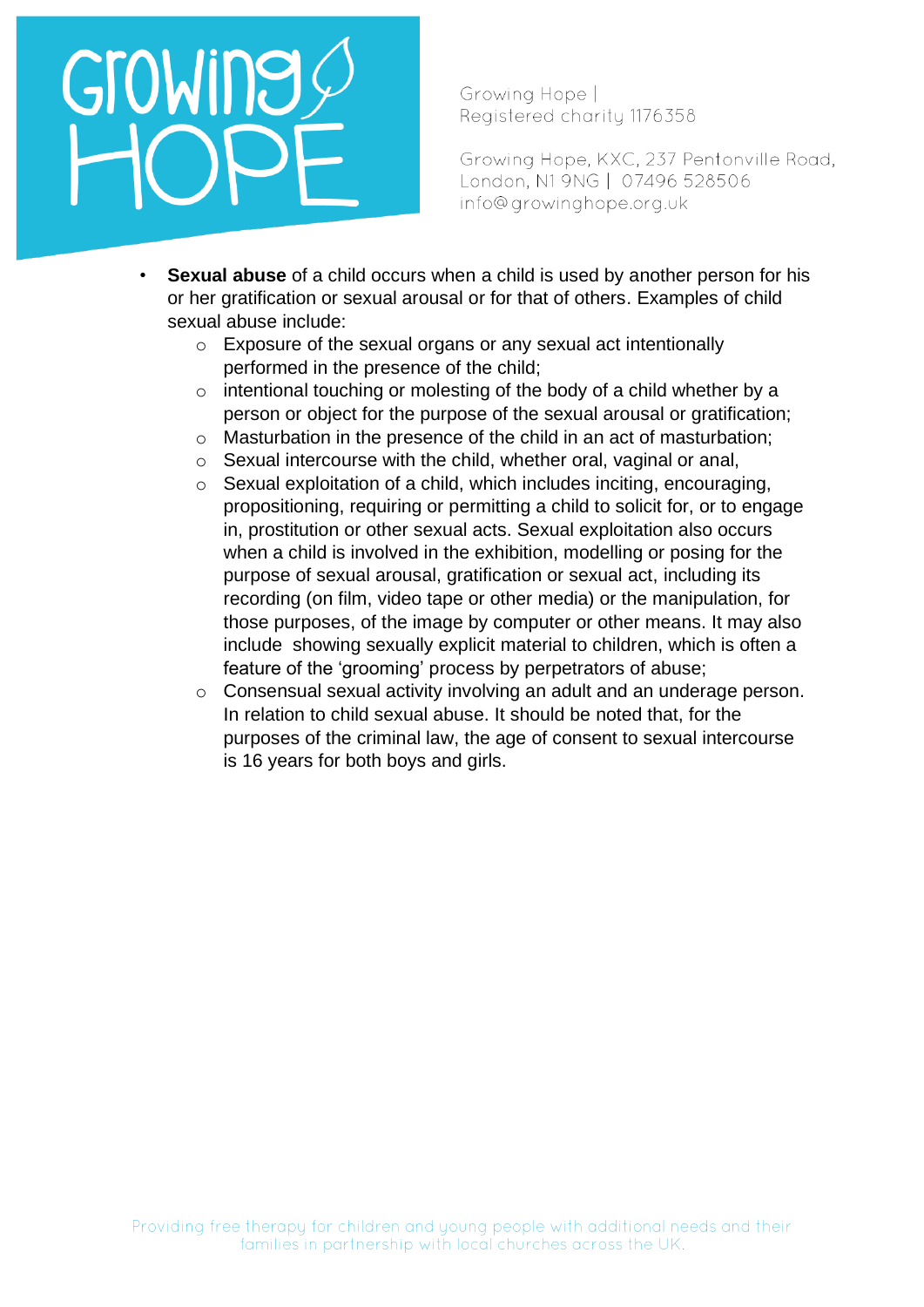- **Sexual abuse** of a child occurs when a child is used by another person for his or her gratification or sexual arousal or for that of others. Examples of child sexual abuse include:
  - Exposure of the sexual organs or any sexual act intentionally performed in the presence of the child;
  - intentional touching or molesting of the body of a child whether by a person or object for the purpose of the sexual arousal or gratification;
  - Masturbation in the presence of the child in an act of masturbation;
  - Sexual intercourse with the child, whether oral, vaginal or anal,
  - Sexual exploitation of a child, which includes inciting, encouraging, propositioning, requiring or permitting a child to solicit for, or to engage in, prostitution or other sexual acts. Sexual exploitation also occurs when a child is involved in the exhibition, modelling or posing for the purpose of sexual arousal, gratification or sexual act, including its recording (on film, video tape or other media) or the manipulation, for those purposes, of the image by computer or other means. It may also include showing sexually explicit material to children, which is often a feature of the 'grooming' process by perpetrators of abuse;
  - Consensual sexual activity involving an adult and an underage person. In relation to child sexual abuse. It should be noted that, for the purposes of the criminal law, the age of consent to sexual intercourse is 16 years for both boys and girls.